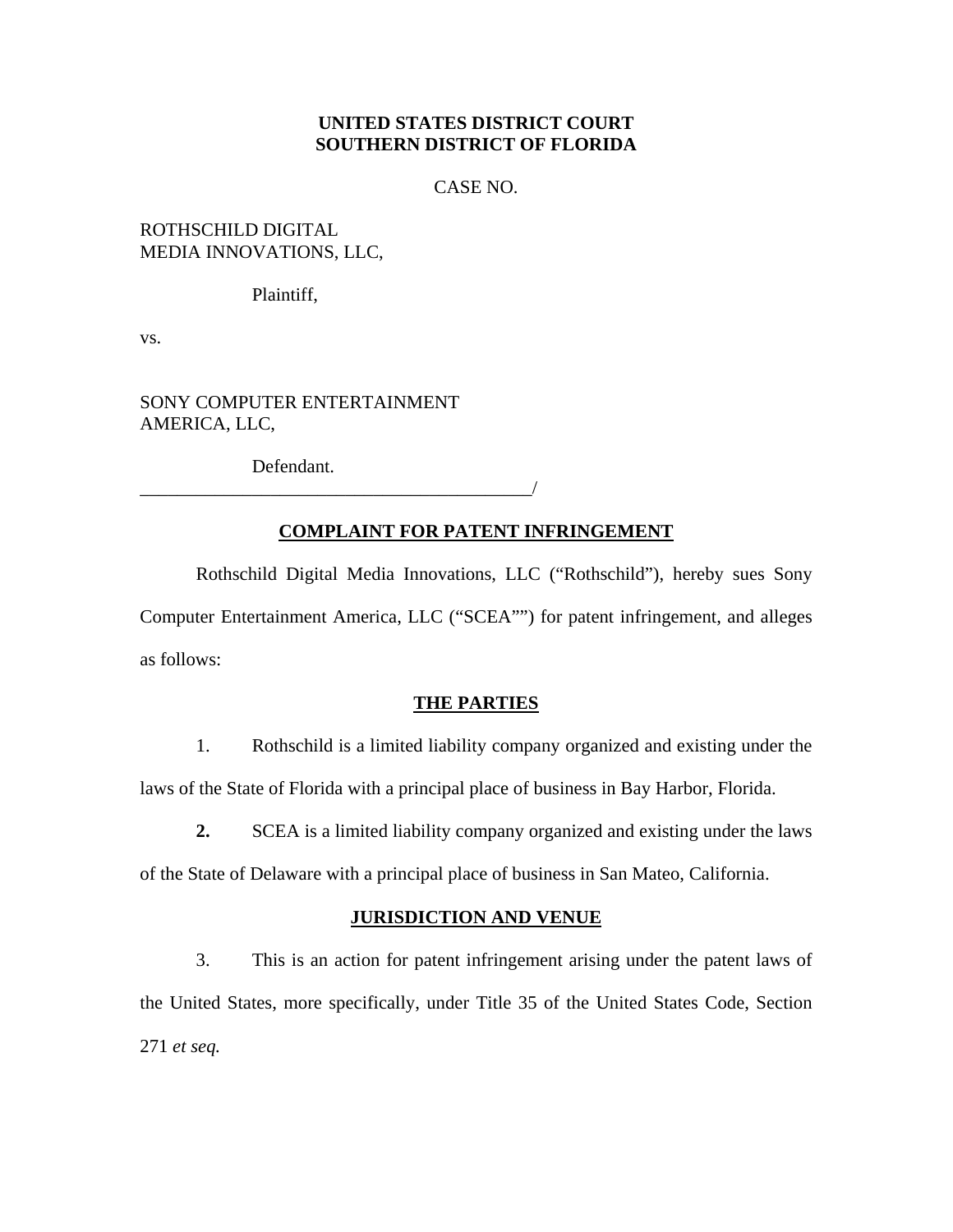**UNITED STATES DISTRICT COURT**
**SOUTHERN DISTRICT OF FLORIDA**

CASE NO.

ROTHSCHILD DIGITAL
MEDIA INNOVATIONS, LLC,

Plaintiff,

vs.

SONY COMPUTER ENTERTAINMENT
AMERICA, LLC,

Defendant.
_____________________________________________/

**COMPLAINT FOR PATENT INFRINGEMENT**

Rothschild Digital Media Innovations, LLC ("Rothschild"), hereby sues Sony Computer Entertainment America, LLC ("SCEA"") for patent infringement, and alleges as follows:

**THE PARTIES**

1. Rothschild is a limited liability company organized and existing under the laws of the State of Florida with a principal place of business in Bay Harbor, Florida.

**2.** SCEA is a limited liability company organized and existing under the laws of the State of Delaware with a principal place of business in San Mateo, California.

**JURISDICTION AND VENUE**

3. This is an action for patent infringement arising under the patent laws of the United States, more specifically, under Title 35 of the United States Code, Section 271 *et seq.*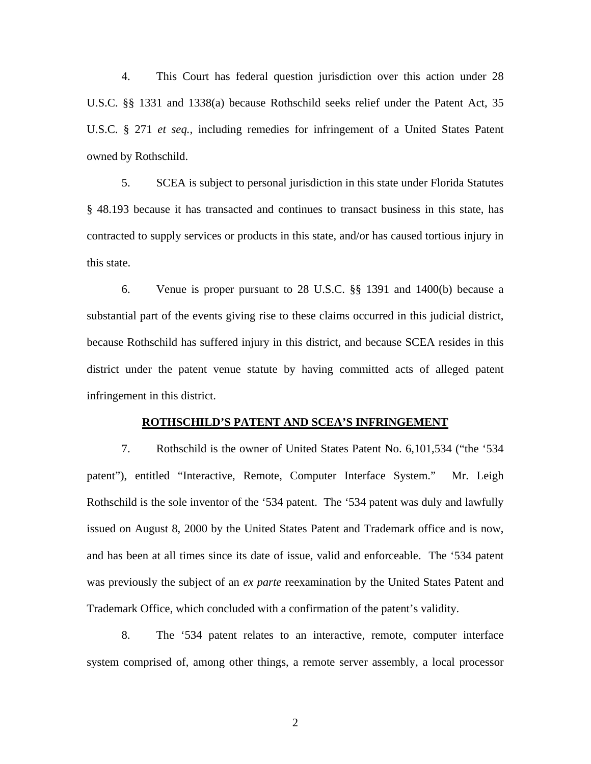4. This Court has federal question jurisdiction over this action under 28 U.S.C. §§ 1331 and 1338(a) because Rothschild seeks relief under the Patent Act, 35 U.S.C. § 271 *et seq.*, including remedies for infringement of a United States Patent owned by Rothschild.

5. SCEA is subject to personal jurisdiction in this state under Florida Statutes § 48.193 because it has transacted and continues to transact business in this state, has contracted to supply services or products in this state, and/or has caused tortious injury in this state.

6. Venue is proper pursuant to 28 U.S.C. §§ 1391 and 1400(b) because a substantial part of the events giving rise to these claims occurred in this judicial district, because Rothschild has suffered injury in this district, and because SCEA resides in this district under the patent venue statute by having committed acts of alleged patent infringement in this district.

## ROTHSCHILD'S PATENT AND SCEA'S INFRINGEMENT

7. Rothschild is the owner of United States Patent No. 6,101,534 ("the '534 patent"), entitled "Interactive, Remote, Computer Interface System." Mr. Leigh Rothschild is the sole inventor of the '534 patent. The '534 patent was duly and lawfully issued on August 8, 2000 by the United States Patent and Trademark office and is now, and has been at all times since its date of issue, valid and enforceable. The '534 patent was previously the subject of an *ex parte* reexamination by the United States Patent and Trademark Office, which concluded with a confirmation of the patent's validity.

8. The '534 patent relates to an interactive, remote, computer interface system comprised of, among other things, a remote server assembly, a local processor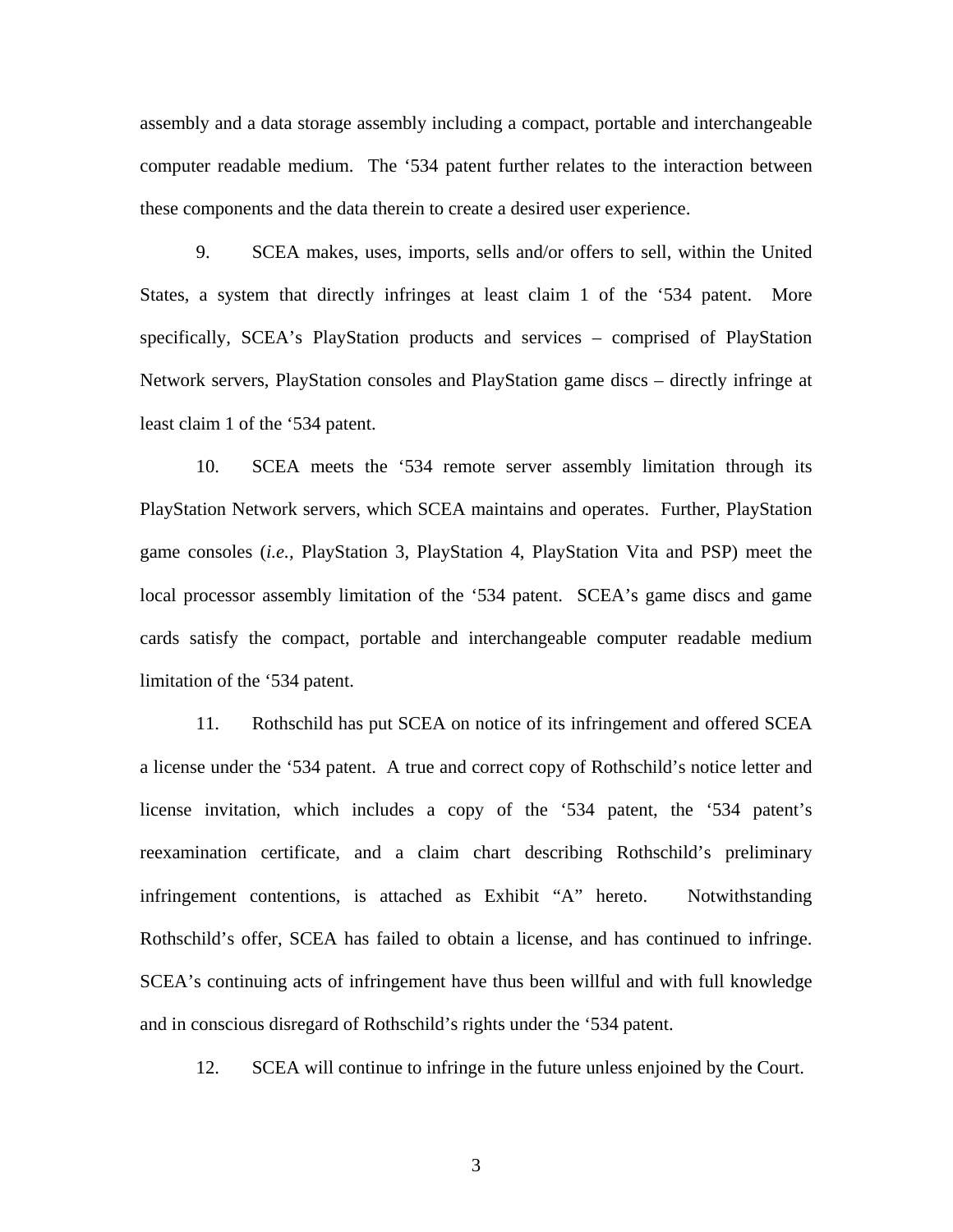assembly and a data storage assembly including a compact, portable and interchangeable computer readable medium. The '534 patent further relates to the interaction between these components and the data therein to create a desired user experience.

9. SCEA makes, uses, imports, sells and/or offers to sell, within the United States, a system that directly infringes at least claim 1 of the '534 patent. More specifically, SCEA's PlayStation products and services – comprised of PlayStation Network servers, PlayStation consoles and PlayStation game discs – directly infringe at least claim 1 of the '534 patent.

10. SCEA meets the '534 remote server assembly limitation through its PlayStation Network servers, which SCEA maintains and operates. Further, PlayStation game consoles (*i.e.*, PlayStation 3, PlayStation 4, PlayStation Vita and PSP) meet the local processor assembly limitation of the '534 patent. SCEA's game discs and game cards satisfy the compact, portable and interchangeable computer readable medium limitation of the '534 patent.

11. Rothschild has put SCEA on notice of its infringement and offered SCEA a license under the '534 patent. A true and correct copy of Rothschild's notice letter and license invitation, which includes a copy of the '534 patent, the '534 patent's reexamination certificate, and a claim chart describing Rothschild's preliminary infringement contentions, is attached as Exhibit "A" hereto. Notwithstanding Rothschild's offer, SCEA has failed to obtain a license, and has continued to infringe. SCEA's continuing acts of infringement have thus been willful and with full knowledge and in conscious disregard of Rothschild's rights under the '534 patent.

12. SCEA will continue to infringe in the future unless enjoined by the Court.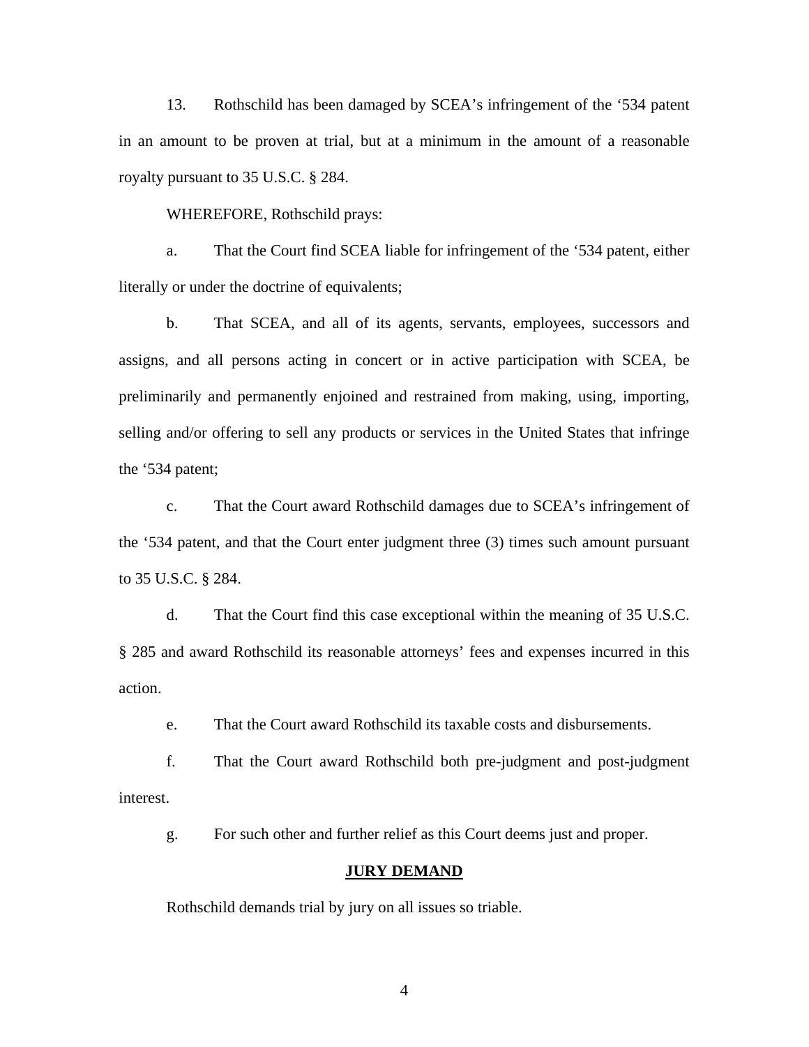13. Rothschild has been damaged by SCEA's infringement of the '534 patent in an amount to be proven at trial, but at a minimum in the amount of a reasonable royalty pursuant to 35 U.S.C. § 284.

WHEREFORE, Rothschild prays:

a. That the Court find SCEA liable for infringement of the '534 patent, either literally or under the doctrine of equivalents;

b. That SCEA, and all of its agents, servants, employees, successors and assigns, and all persons acting in concert or in active participation with SCEA, be preliminarily and permanently enjoined and restrained from making, using, importing, selling and/or offering to sell any products or services in the United States that infringe the '534 patent;

c. That the Court award Rothschild damages due to SCEA's infringement of the '534 patent, and that the Court enter judgment three (3) times such amount pursuant to 35 U.S.C. § 284.

d. That the Court find this case exceptional within the meaning of 35 U.S.C. § 285 and award Rothschild its reasonable attorneys' fees and expenses incurred in this action.

e. That the Court award Rothschild its taxable costs and disbursements.

f. That the Court award Rothschild both pre-judgment and post-judgment interest.

g. For such other and further relief as this Court deems just and proper.

**JURY DEMAND**

Rothschild demands trial by jury on all issues so triable.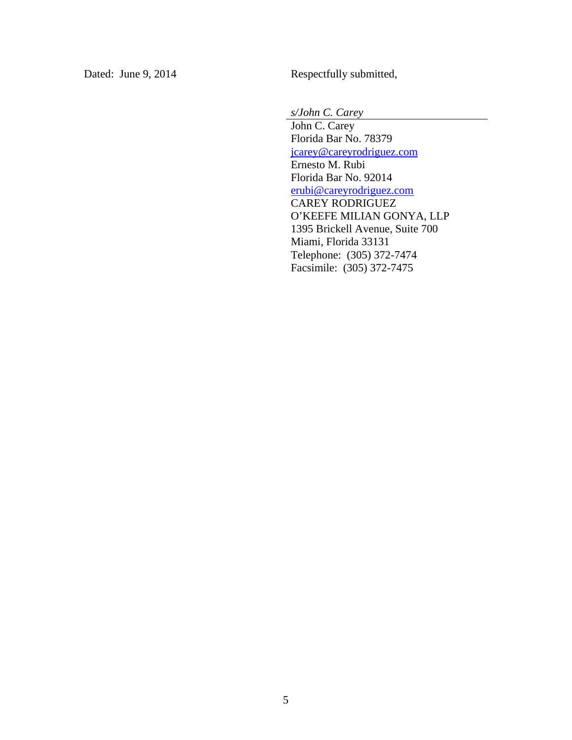Dated: June 9, 2014

Respectfully submitted,

*s/John C. Carey*

John C. Carey
Florida Bar No. 78379
jcarey@careyrodriguez.com
Ernesto M. Rubi
Florida Bar No. 92014
erubi@careyrodriguez.com
CAREY RODRIGUEZ
O'KEEFE MILIAN GONYA, LLP
1395 Brickell Avenue, Suite 700
Miami, Florida 33131
Telephone: (305) 372-7474
Facsimile: (305) 372-7475